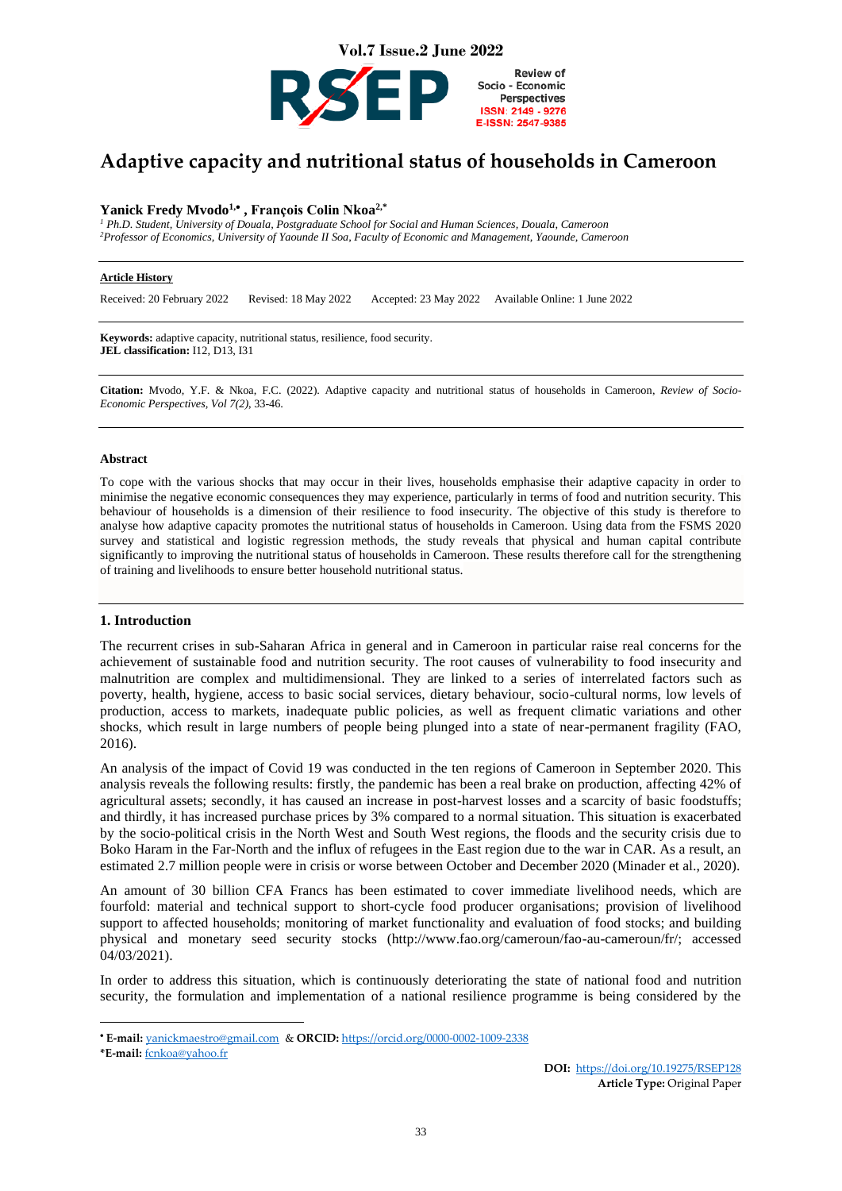# Adaptive capacity and nutritional status of households in Cameroon

**Yanick Fredy Mvodo[1,•] , François Colin Nkoa[2,*]**

[1] *Ph.D. Student, University of Douala, Postgraduate School for Social and Human Sciences, Douala, Cameroon*
[2] *Professor of Economics, University of Yaounde II Soa, Faculty of Economic and Management, Yaounde, Cameroon*

**Article History**

Received: 20 February 2022 Revised: 18 May 2022 Accepted: 23 May 2022 Available Online: 1 June 2022

**Keywords:** adaptive capacity, nutritional status, resilience, food security.
**JEL classification:** I12, D13, I31

**Citation:** Mvodo, Y.F. & Nkoa, F.C. (2022). Adaptive capacity and nutritional status of households in Cameroon, *Review of Socio-Economic Perspectives, Vol 7(2),* 33-46.

**Abstract**

To cope with the various shocks that may occur in their lives, households emphasise their adaptive capacity in order to minimise the negative economic consequences they may experience, particularly in terms of food and nutrition security. This behaviour of households is a dimension of their resilience to food insecurity. The objective of this study is therefore to analyse how adaptive capacity promotes the nutritional status of households in Cameroon. Using data from the FSMS 2020 survey and statistical and logistic regression methods, the study reveals that physical and human capital contribute significantly to improving the nutritional status of households in Cameroon. These results therefore call for the strengthening of training and livelihoods to ensure better household nutritional status.

## 1. Introduction

The recurrent crises in sub-Saharan Africa in general and in Cameroon in particular raise real concerns for the achievement of sustainable food and nutrition security. The root causes of vulnerability to food insecurity and malnutrition are complex and multidimensional. They are linked to a series of interrelated factors such as poverty, health, hygiene, access to basic social services, dietary behaviour, socio-cultural norms, low levels of production, access to markets, inadequate public policies, as well as frequent climatic variations and other shocks, which result in large numbers of people being plunged into a state of near-permanent fragility (FAO, 2016).

An analysis of the impact of Covid 19 was conducted in the ten regions of Cameroon in September 2020. This analysis reveals the following results: firstly, the pandemic has been a real brake on production, affecting 42% of agricultural assets; secondly, it has caused an increase in post-harvest losses and a scarcity of basic foodstuffs; and thirdly, it has increased purchase prices by 3% compared to a normal situation. This situation is exacerbated by the socio-political crisis in the North West and South West regions, the floods and the security crisis due to Boko Haram in the Far-North and the influx of refugees in the East region due to the war in CAR. As a result, an estimated 2.7 million people were in crisis or worse between October and December 2020 (Minader et al., 2020).

An amount of 30 billion CFA Francs has been estimated to cover immediate livelihood needs, which are fourfold: material and technical support to short-cycle food producer organisations; provision of livelihood support to affected households; monitoring of market functionality and evaluation of food stocks; and building physical and monetary seed security stocks (http://www.fao.org/cameroun/fao-au-cameroun/fr/; accessed 04/03/2021).

In order to address this situation, which is continuously deteriorating the state of national food and nutrition security, the formulation and implementation of a national resilience programme is being considered by the

• **E-mail:** yanickmaestro@gmail.com & **ORCID:** https://orcid.org/0000-0002-1009-2338
***E-mail:** fcnkoa@yahoo.fr

**DOI:** https://doi.org/10.19275/RSEP128
**Article Type:** Original Paper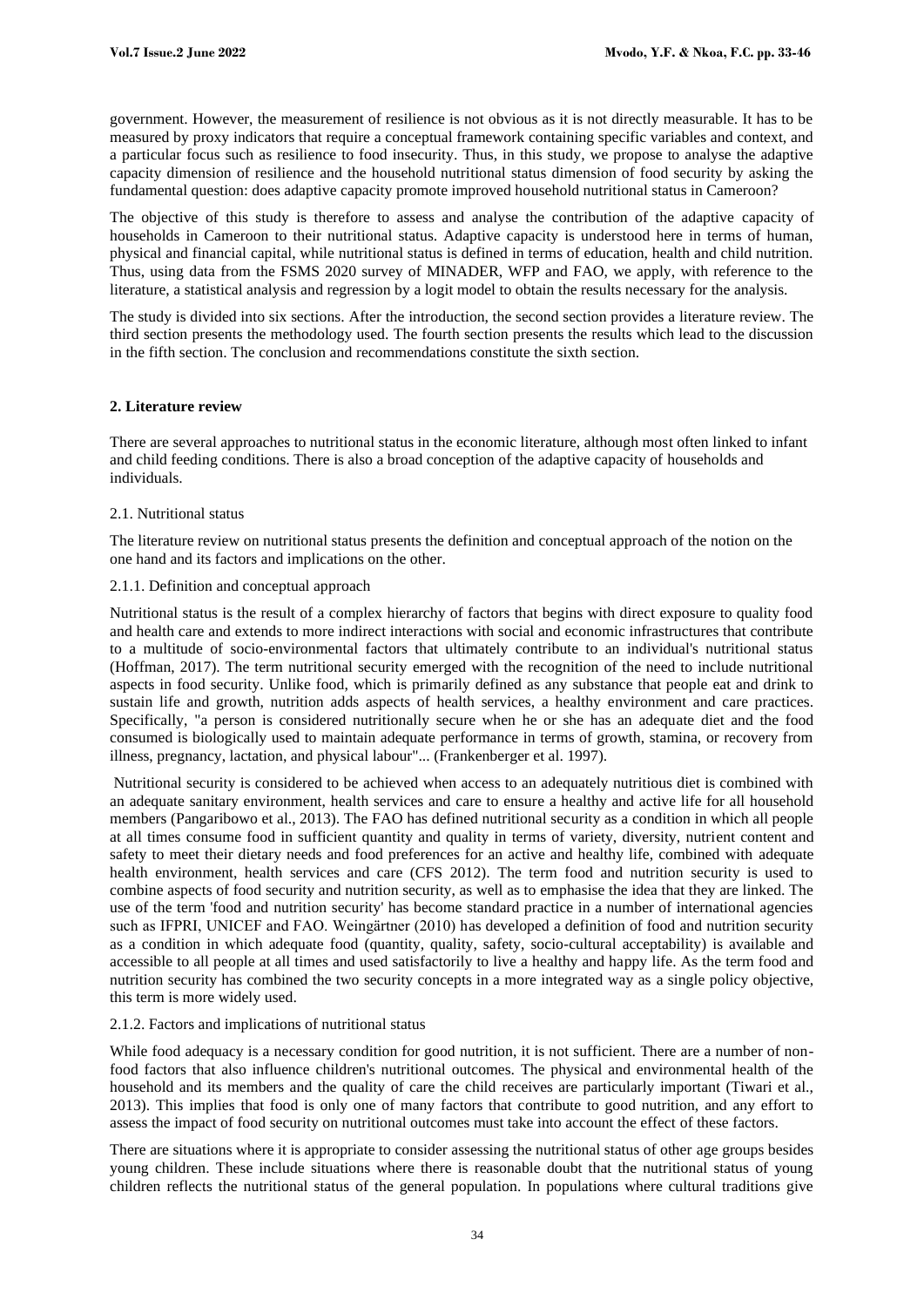government. However, the measurement of resilience is not obvious as it is not directly measurable. It has to be measured by proxy indicators that require a conceptual framework containing specific variables and context, and a particular focus such as resilience to food insecurity. Thus, in this study, we propose to analyse the adaptive capacity dimension of resilience and the household nutritional status dimension of food security by asking the fundamental question: does adaptive capacity promote improved household nutritional status in Cameroon?

The objective of this study is therefore to assess and analyse the contribution of the adaptive capacity of households in Cameroon to their nutritional status. Adaptive capacity is understood here in terms of human, physical and financial capital, while nutritional status is defined in terms of education, health and child nutrition. Thus, using data from the FSMS 2020 survey of MINADER, WFP and FAO, we apply, with reference to the literature, a statistical analysis and regression by a logit model to obtain the results necessary for the analysis.

The study is divided into six sections. After the introduction, the second section provides a literature review. The third section presents the methodology used. The fourth section presents the results which lead to the discussion in the fifth section. The conclusion and recommendations constitute the sixth section.

## 2. Literature review

There are several approaches to nutritional status in the economic literature, although most often linked to infant and child feeding conditions. There is also a broad conception of the adaptive capacity of households and individuals.

### 2.1. Nutritional status

The literature review on nutritional status presents the definition and conceptual approach of the notion on the one hand and its factors and implications on the other.

#### 2.1.1. Definition and conceptual approach

Nutritional status is the result of a complex hierarchy of factors that begins with direct exposure to quality food and health care and extends to more indirect interactions with social and economic infrastructures that contribute to a multitude of socio-environmental factors that ultimately contribute to an individual's nutritional status (Hoffman, 2017). The term nutritional security emerged with the recognition of the need to include nutritional aspects in food security. Unlike food, which is primarily defined as any substance that people eat and drink to sustain life and growth, nutrition adds aspects of health services, a healthy environment and care practices. Specifically, "a person is considered nutritionally secure when he or she has an adequate diet and the food consumed is biologically used to maintain adequate performance in terms of growth, stamina, or recovery from illness, pregnancy, lactation, and physical labour"... (Frankenberger et al. 1997).

Nutritional security is considered to be achieved when access to an adequately nutritious diet is combined with an adequate sanitary environment, health services and care to ensure a healthy and active life for all household members (Pangaribowo et al., 2013). The FAO has defined nutritional security as a condition in which all people at all times consume food in sufficient quantity and quality in terms of variety, diversity, nutrient content and safety to meet their dietary needs and food preferences for an active and healthy life, combined with adequate health environment, health services and care (CFS 2012). The term food and nutrition security is used to combine aspects of food security and nutrition security, as well as to emphasise the idea that they are linked. The use of the term 'food and nutrition security' has become standard practice in a number of international agencies such as IFPRI, UNICEF and FAO. Weingärtner (2010) has developed a definition of food and nutrition security as a condition in which adequate food (quantity, quality, safety, socio-cultural acceptability) is available and accessible to all people at all times and used satisfactorily to live a healthy and happy life. As the term food and nutrition security has combined the two security concepts in a more integrated way as a single policy objective, this term is more widely used.

#### 2.1.2. Factors and implications of nutritional status

While food adequacy is a necessary condition for good nutrition, it is not sufficient. There are a number of non-food factors that also influence children's nutritional outcomes. The physical and environmental health of the household and its members and the quality of care the child receives are particularly important (Tiwari et al., 2013). This implies that food is only one of many factors that contribute to good nutrition, and any effort to assess the impact of food security on nutritional outcomes must take into account the effect of these factors.

There are situations where it is appropriate to consider assessing the nutritional status of other age groups besides young children. These include situations where there is reasonable doubt that the nutritional status of young children reflects the nutritional status of the general population. In populations where cultural traditions give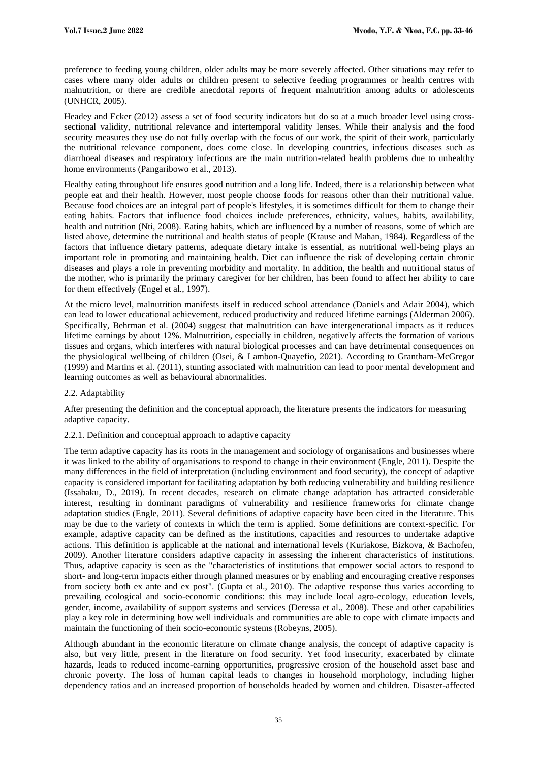preference to feeding young children, older adults may be more severely affected. Other situations may refer to cases where many older adults or children present to selective feeding programmes or health centres with malnutrition, or there are credible anecdotal reports of frequent malnutrition among adults or adolescents (UNHCR, 2005).

Headey and Ecker (2012) assess a set of food security indicators but do so at a much broader level using cross-sectional validity, nutritional relevance and intertemporal validity lenses. While their analysis and the food security measures they use do not fully overlap with the focus of our work, the spirit of their work, particularly the nutritional relevance component, does come close. In developing countries, infectious diseases such as diarrhoeal diseases and respiratory infections are the main nutrition-related health problems due to unhealthy home environments (Pangaribowo et al., 2013).

Healthy eating throughout life ensures good nutrition and a long life. Indeed, there is a relationship between what people eat and their health. However, most people choose foods for reasons other than their nutritional value. Because food choices are an integral part of people's lifestyles, it is sometimes difficult for them to change their eating habits. Factors that influence food choices include preferences, ethnicity, values, habits, availability, health and nutrition (Nti, 2008). Eating habits, which are influenced by a number of reasons, some of which are listed above, determine the nutritional and health status of people (Krause and Mahan, 1984). Regardless of the factors that influence dietary patterns, adequate dietary intake is essential, as nutritional well-being plays an important role in promoting and maintaining health. Diet can influence the risk of developing certain chronic diseases and plays a role in preventing morbidity and mortality. In addition, the health and nutritional status of the mother, who is primarily the primary caregiver for her children, has been found to affect her ability to care for them effectively (Engel et al., 1997).

At the micro level, malnutrition manifests itself in reduced school attendance (Daniels and Adair 2004), which can lead to lower educational achievement, reduced productivity and reduced lifetime earnings (Alderman 2006). Specifically, Behrman et al. (2004) suggest that malnutrition can have intergenerational impacts as it reduces lifetime earnings by about 12%. Malnutrition, especially in children, negatively affects the formation of various tissues and organs, which interferes with natural biological processes and can have detrimental consequences on the physiological wellbeing of children (Osei, & Lambon-Quayefio, 2021). According to Grantham-McGregor (1999) and Martins et al. (2011), stunting associated with malnutrition can lead to poor mental development and learning outcomes as well as behavioural abnormalities.

## 2.2. Adaptability

After presenting the definition and the conceptual approach, the literature presents the indicators for measuring adaptive capacity.

### 2.2.1. Definition and conceptual approach to adaptive capacity

The term adaptive capacity has its roots in the management and sociology of organisations and businesses where it was linked to the ability of organisations to respond to change in their environment (Engle, 2011). Despite the many differences in the field of interpretation (including environment and food security), the concept of adaptive capacity is considered important for facilitating adaptation by both reducing vulnerability and building resilience (Issahaku, D., 2019). In recent decades, research on climate change adaptation has attracted considerable interest, resulting in dominant paradigms of vulnerability and resilience frameworks for climate change adaptation studies (Engle, 2011). Several definitions of adaptive capacity have been cited in the literature. This may be due to the variety of contexts in which the term is applied. Some definitions are context-specific. For example, adaptive capacity can be defined as the institutions, capacities and resources to undertake adaptive actions. This definition is applicable at the national and international levels (Kuriakose, Bizkova, & Bachofen, 2009). Another literature considers adaptive capacity in assessing the inherent characteristics of institutions. Thus, adaptive capacity is seen as the "characteristics of institutions that empower social actors to respond to short- and long-term impacts either through planned measures or by enabling and encouraging creative responses from society both ex ante and ex post". (Gupta et al., 2010). The adaptive response thus varies according to prevailing ecological and socio-economic conditions: this may include local agro-ecology, education levels, gender, income, availability of support systems and services (Deressa et al., 2008). These and other capabilities play a key role in determining how well individuals and communities are able to cope with climate impacts and maintain the functioning of their socio-economic systems (Robeyns, 2005).

Although abundant in the economic literature on climate change analysis, the concept of adaptive capacity is also, but very little, present in the literature on food security. Yet food insecurity, exacerbated by climate hazards, leads to reduced income-earning opportunities, progressive erosion of the household asset base and chronic poverty. The loss of human capital leads to changes in household morphology, including higher dependency ratios and an increased proportion of households headed by women and children. Disaster-affected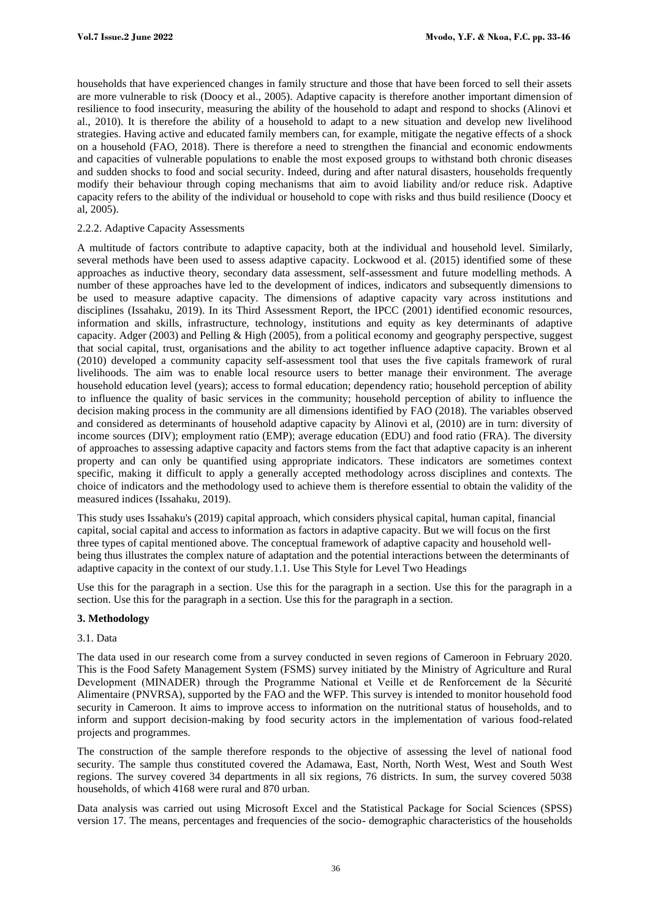households that have experienced changes in family structure and those that have been forced to sell their assets are more vulnerable to risk (Doocy et al., 2005). Adaptive capacity is therefore another important dimension of resilience to food insecurity, measuring the ability of the household to adapt and respond to shocks (Alinovi et al., 2010). It is therefore the ability of a household to adapt to a new situation and develop new livelihood strategies. Having active and educated family members can, for example, mitigate the negative effects of a shock on a household (FAO, 2018). There is therefore a need to strengthen the financial and economic endowments and capacities of vulnerable populations to enable the most exposed groups to withstand both chronic diseases and sudden shocks to food and social security. Indeed, during and after natural disasters, households frequently modify their behaviour through coping mechanisms that aim to avoid liability and/or reduce risk. Adaptive capacity refers to the ability of the individual or household to cope with risks and thus build resilience (Doocy et al, 2005).

### 2.2.2. Adaptive Capacity Assessments

A multitude of factors contribute to adaptive capacity, both at the individual and household level. Similarly, several methods have been used to assess adaptive capacity. Lockwood et al. (2015) identified some of these approaches as inductive theory, secondary data assessment, self-assessment and future modelling methods. A number of these approaches have led to the development of indices, indicators and subsequently dimensions to be used to measure adaptive capacity. The dimensions of adaptive capacity vary across institutions and disciplines (Issahaku, 2019). In its Third Assessment Report, the IPCC (2001) identified economic resources, information and skills, infrastructure, technology, institutions and equity as key determinants of adaptive capacity. Adger (2003) and Pelling & High (2005), from a political economy and geography perspective, suggest that social capital, trust, organisations and the ability to act together influence adaptive capacity. Brown et al (2010) developed a community capacity self-assessment tool that uses the five capitals framework of rural livelihoods. The aim was to enable local resource users to better manage their environment. The average household education level (years); access to formal education; dependency ratio; household perception of ability to influence the quality of basic services in the community; household perception of ability to influence the decision making process in the community are all dimensions identified by FAO (2018). The variables observed and considered as determinants of household adaptive capacity by Alinovi et al, (2010) are in turn: diversity of income sources (DIV); employment ratio (EMP); average education (EDU) and food ratio (FRA). The diversity of approaches to assessing adaptive capacity and factors stems from the fact that adaptive capacity is an inherent property and can only be quantified using appropriate indicators. These indicators are sometimes context specific, making it difficult to apply a generally accepted methodology across disciplines and contexts. The choice of indicators and the methodology used to achieve them is therefore essential to obtain the validity of the measured indices (Issahaku, 2019).

This study uses Issahaku's (2019) capital approach, which considers physical capital, human capital, financial capital, social capital and access to information as factors in adaptive capacity. But we will focus on the first three types of capital mentioned above. The conceptual framework of adaptive capacity and household well-being thus illustrates the complex nature of adaptation and the potential interactions between the determinants of adaptive capacity in the context of our study.1.1. Use This Style for Level Two Headings

Use this for the paragraph in a section. Use this for the paragraph in a section. Use this for the paragraph in a section. Use this for the paragraph in a section. Use this for the paragraph in a section.

## 3. Methodology

### 3.1. Data

The data used in our research come from a survey conducted in seven regions of Cameroon in February 2020. This is the Food Safety Management System (FSMS) survey initiated by the Ministry of Agriculture and Rural Development (MINADER) through the Programme National et Veille et de Renforcement de la Sécurité Alimentaire (PNVRSA), supported by the FAO and the WFP. This survey is intended to monitor household food security in Cameroon. It aims to improve access to information on the nutritional status of households, and to inform and support decision-making by food security actors in the implementation of various food-related projects and programmes.

The construction of the sample therefore responds to the objective of assessing the level of national food security. The sample thus constituted covered the Adamawa, East, North, North West, West and South West regions. The survey covered 34 departments in all six regions, 76 districts. In sum, the survey covered 5038 households, of which 4168 were rural and 870 urban.

Data analysis was carried out using Microsoft Excel and the Statistical Package for Social Sciences (SPSS) version 17. The means, percentages and frequencies of the socio- demographic characteristics of the households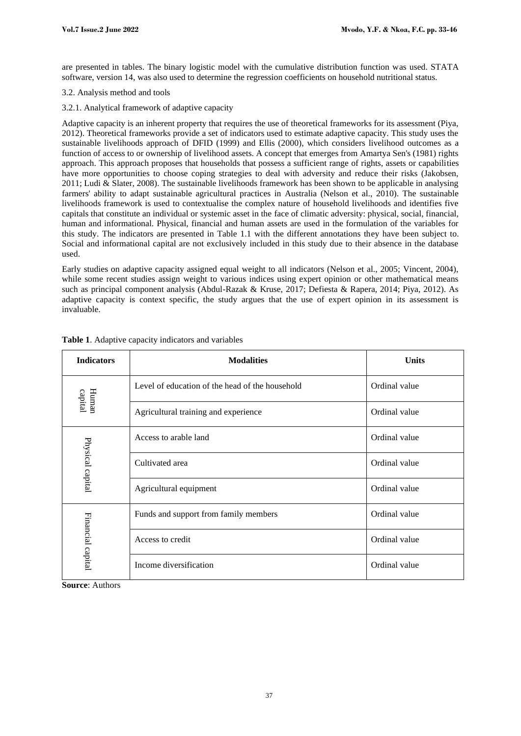are presented in tables. The binary logistic model with the cumulative distribution function was used. STATA software, version 14, was also used to determine the regression coefficients on household nutritional status.

3.2. Analysis method and tools

3.2.1. Analytical framework of adaptive capacity

Adaptive capacity is an inherent property that requires the use of theoretical frameworks for its assessment (Piya, 2012). Theoretical frameworks provide a set of indicators used to estimate adaptive capacity. This study uses the sustainable livelihoods approach of DFID (1999) and Ellis (2000), which considers livelihood outcomes as a function of access to or ownership of livelihood assets. A concept that emerges from Amartya Sen's (1981) rights approach. This approach proposes that households that possess a sufficient range of rights, assets or capabilities have more opportunities to choose coping strategies to deal with adversity and reduce their risks (Jakobsen, 2011; Ludi & Slater, 2008). The sustainable livelihoods framework has been shown to be applicable in analysing farmers' ability to adapt sustainable agricultural practices in Australia (Nelson et al., 2010). The sustainable livelihoods framework is used to contextualise the complex nature of household livelihoods and identifies five capitals that constitute an individual or systemic asset in the face of climatic adversity: physical, social, financial, human and informational. Physical, financial and human assets are used in the formulation of the variables for this study. The indicators are presented in Table 1.1 with the different annotations they have been subject to. Social and informational capital are not exclusively included in this study due to their absence in the database used.

Early studies on adaptive capacity assigned equal weight to all indicators (Nelson et al., 2005; Vincent, 2004), while some recent studies assign weight to various indices using expert opinion or other mathematical means such as principal component analysis (Abdul-Razak & Kruse, 2017; Defiesta & Rapera, 2014; Piya, 2012). As adaptive capacity is context specific, the study argues that the use of expert opinion in its assessment is invaluable.

**Table 1**. Adaptive capacity indicators and variables

| Indicators | Modalities | Units |
|---|---|---|
| Human capital | Level of education of the head of the household | Ordinal value |
| | Agricultural training and experience | Ordinal value |
| Physical capital | Access to arable land | Ordinal value |
| | Cultivated area | Ordinal value |
| | Agricultural equipment | Ordinal value |
| Financial capital | Funds and support from family members | Ordinal value |
| | Access to credit | Ordinal value |
| | Income diversification | Ordinal value |

**Source**: Authors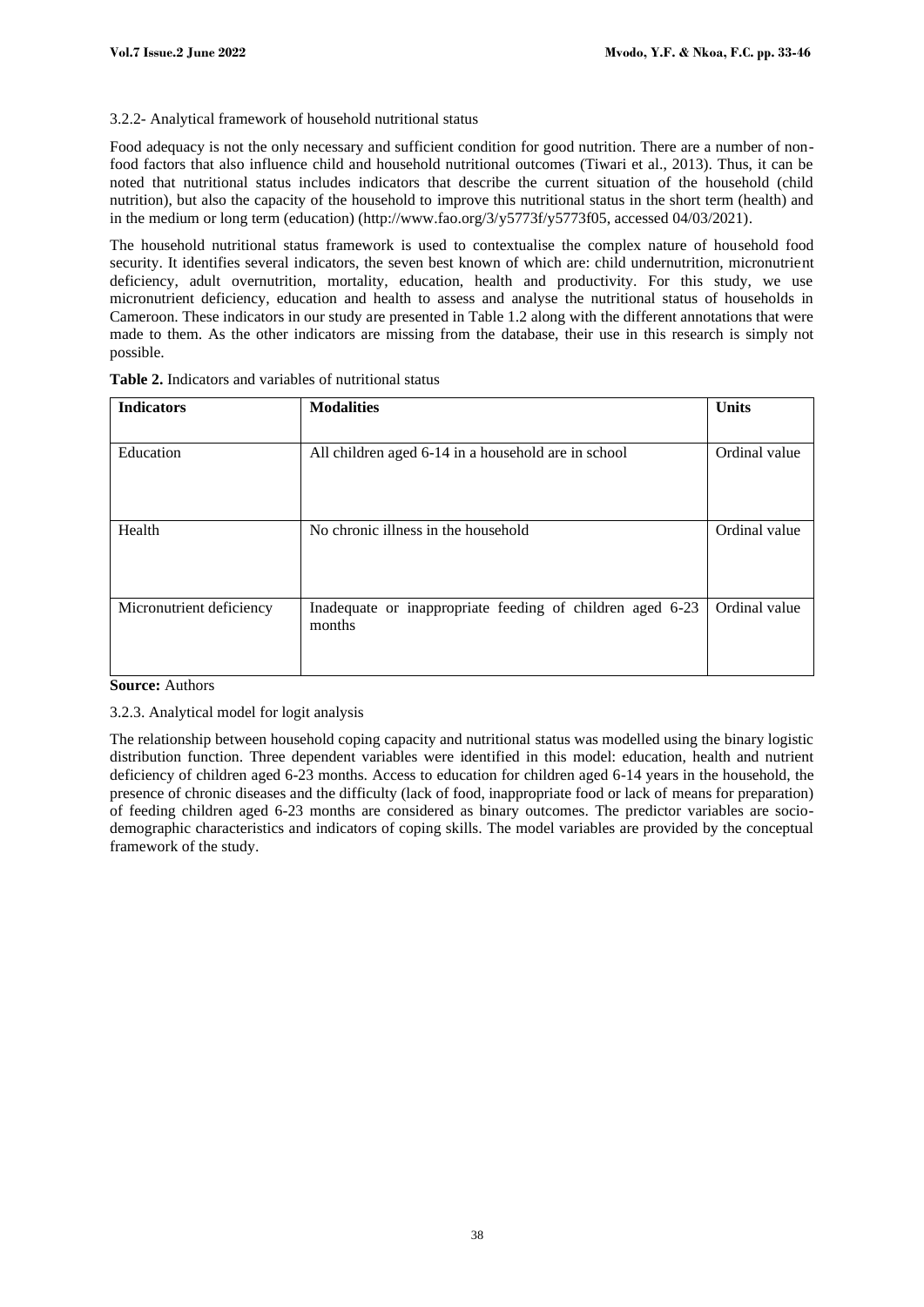3.2.2- Analytical framework of household nutritional status

Food adequacy is not the only necessary and sufficient condition for good nutrition. There are a number of non-food factors that also influence child and household nutritional outcomes (Tiwari et al., 2013). Thus, it can be noted that nutritional status includes indicators that describe the current situation of the household (child nutrition), but also the capacity of the household to improve this nutritional status in the short term (health) and in the medium or long term (education) (http://www.fao.org/3/y5773f/y5773f05, accessed 04/03/2021).

The household nutritional status framework is used to contextualise the complex nature of household food security. It identifies several indicators, the seven best known of which are: child undernutrition, micronutrient deficiency, adult overnutrition, mortality, education, health and productivity. For this study, we use micronutrient deficiency, education and health to assess and analyse the nutritional status of households in Cameroon. These indicators in our study are presented in Table 1.2 along with the different annotations that were made to them. As the other indicators are missing from the database, their use in this research is simply not possible.

**Table 2.** Indicators and variables of nutritional status

| Indicators | Modalities | Units |
|---|---|---|
| Education | All children aged 6-14 in a household are in school | Ordinal value |
| Health | No chronic illness in the household | Ordinal value |
| Micronutrient deficiency | Inadequate or inappropriate feeding of children aged 6-23 months | Ordinal value |

**Source:** Authors

3.2.3. Analytical model for logit analysis

The relationship between household coping capacity and nutritional status was modelled using the binary logistic distribution function. Three dependent variables were identified in this model: education, health and nutrient deficiency of children aged 6-23 months. Access to education for children aged 6-14 years in the household, the presence of chronic diseases and the difficulty (lack of food, inappropriate food or lack of means for preparation) of feeding children aged 6-23 months are considered as binary outcomes. The predictor variables are socio-demographic characteristics and indicators of coping skills. The model variables are provided by the conceptual framework of the study.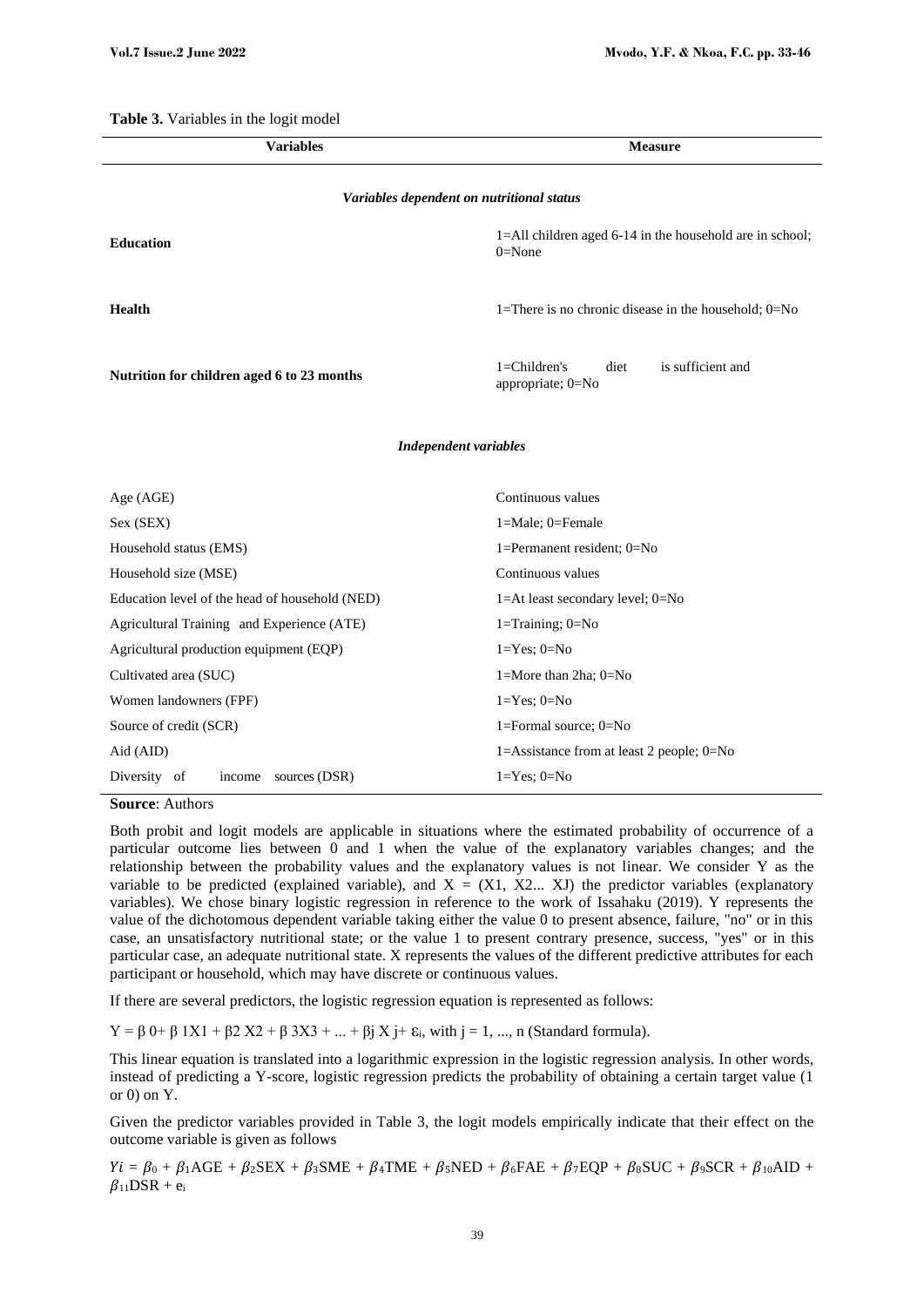**Table 3.** Variables in the logit model

| Variables | Measure |
|---|---|
| *Variables dependent on nutritional status* | |
| **Education** | 1=All children aged 6-14 in the household are in school; 0=None |
| **Health** | 1=There is no chronic disease in the household; 0=No |
| **Nutrition for children aged 6 to 23 months** | 1=Children's diet is sufficient and appropriate; 0=No |
| *Independent variables* | |
| Age (AGE) | Continuous values |
| Sex (SEX) | 1=Male; 0=Female |
| Household status (EMS) | 1=Permanent resident; 0=No |
| Household size (MSE) | Continuous values |
| Education level of the head of household (NED) | 1=At least secondary level; 0=No |
| Agricultural Training and Experience (ATE) | 1=Training; 0=No |
| Agricultural production equipment (EQP) | 1=Yes; 0=No |
| Cultivated area (SUC) | 1=More than 2ha; 0=No |
| Women landowners (FPF) | 1=Yes; 0=No |
| Source of credit (SCR) | 1=Formal source; 0=No |
| Aid (AID) | 1=Assistance from at least 2 people; 0=No |
| Diversity of income sources (DSR) | 1=Yes; 0=No |

**Source**: Authors

Both probit and logit models are applicable in situations where the estimated probability of occurrence of a particular outcome lies between 0 and 1 when the value of the explanatory variables changes; and the relationship between the probability values and the explanatory values is not linear. We consider Y as the variable to be predicted (explained variable), and X = (X1, X2... XJ) the predictor variables (explanatory variables). We chose binary logistic regression in reference to the work of Issahaku (2019). Y represents the value of the dichotomous dependent variable taking either the value 0 to present absence, failure, "no" or in this case, an unsatisfactory nutritional state; or the value 1 to present contrary presence, success, "yes" or in this particular case, an adequate nutritional state. X represents the values of the different predictive attributes for each participant or household, which may have discrete or continuous values.

If there are several predictors, the logistic regression equation is represented as follows:

$Y = \beta_0 + \beta_1 X_1 + \beta_2 X_2 + \beta_3 X_3 + ... + \beta_j X_j + \varepsilon_i$, with j = 1, ..., n (Standard formula).

This linear equation is translated into a logarithmic expression in the logistic regression analysis. In other words, instead of predicting a Y-score, logistic regression predicts the probability of obtaining a certain target value (1 or 0) on Y.

Given the predictor variables provided in Table 3, the logit models empirically indicate that their effect on the outcome variable is given as follows

$$Y_i = \beta_0 + \beta_1 AGE + \beta_2 SEX + \beta_3 SME + \beta_4 TME + \beta_5 NED + \beta_6 FAE + \beta_7 EQP + \beta_8 SUC + \beta_9 SCR + \beta_{10} AID + \beta_{11} DSR + e_i$$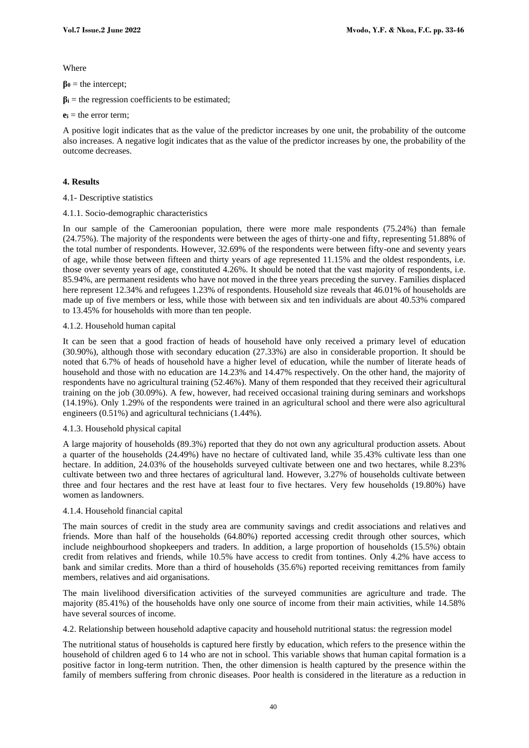Where

$\beta_0$ = the intercept;

$\beta_i$ = the regression coefficients to be estimated;

$e_i$ = the error term;

A positive logit indicates that as the value of the predictor increases by one unit, the probability of the outcome also increases. A negative logit indicates that as the value of the predictor increases by one, the probability of the outcome decreases.

## 4. Results

### 4.1- Descriptive statistics

#### 4.1.1. Socio-demographic characteristics

In our sample of the Cameroonian population, there were more male respondents (75.24%) than female (24.75%). The majority of the respondents were between the ages of thirty-one and fifty, representing 51.88% of the total number of respondents. However, 32.69% of the respondents were between fifty-one and seventy years of age, while those between fifteen and thirty years of age represented 11.15% and the oldest respondents, i.e. those over seventy years of age, constituted 4.26%. It should be noted that the vast majority of respondents, i.e. 85.94%, are permanent residents who have not moved in the three years preceding the survey. Families displaced here represent 12.34% and refugees 1.23% of respondents. Household size reveals that 46.01% of households are made up of five members or less, while those with between six and ten individuals are about 40.53% compared to 13.45% for households with more than ten people.

#### 4.1.2. Household human capital

It can be seen that a good fraction of heads of household have only received a primary level of education (30.90%), although those with secondary education (27.33%) are also in considerable proportion. It should be noted that 6.7% of heads of household have a higher level of education, while the number of literate heads of household and those with no education are 14.23% and 14.47% respectively. On the other hand, the majority of respondents have no agricultural training (52.46%). Many of them responded that they received their agricultural training on the job (30.09%). A few, however, had received occasional training during seminars and workshops (14.19%). Only 1.29% of the respondents were trained in an agricultural school and there were also agricultural engineers (0.51%) and agricultural technicians (1.44%).

#### 4.1.3. Household physical capital

A large majority of households (89.3%) reported that they do not own any agricultural production assets. About a quarter of the households (24.49%) have no hectare of cultivated land, while 35.43% cultivate less than one hectare. In addition, 24.03% of the households surveyed cultivate between one and two hectares, while 8.23% cultivate between two and three hectares of agricultural land. However, 3.27% of households cultivate between three and four hectares and the rest have at least four to five hectares. Very few households (19.80%) have women as landowners.

#### 4.1.4. Household financial capital

The main sources of credit in the study area are community savings and credit associations and relatives and friends. More than half of the households (64.80%) reported accessing credit through other sources, which include neighbourhood shopkeepers and traders. In addition, a large proportion of households (15.5%) obtain credit from relatives and friends, while 10.5% have access to credit from tontines. Only 4.2% have access to bank and similar credits. More than a third of households (35.6%) reported receiving remittances from family members, relatives and aid organisations.

The main livelihood diversification activities of the surveyed communities are agriculture and trade. The majority (85.41%) of the households have only one source of income from their main activities, while 14.58% have several sources of income.

### 4.2. Relationship between household adaptive capacity and household nutritional status: the regression model

The nutritional status of households is captured here firstly by education, which refers to the presence within the household of children aged 6 to 14 who are not in school. This variable shows that human capital formation is a positive factor in long-term nutrition. Then, the other dimension is health captured by the presence within the family of members suffering from chronic diseases. Poor health is considered in the literature as a reduction in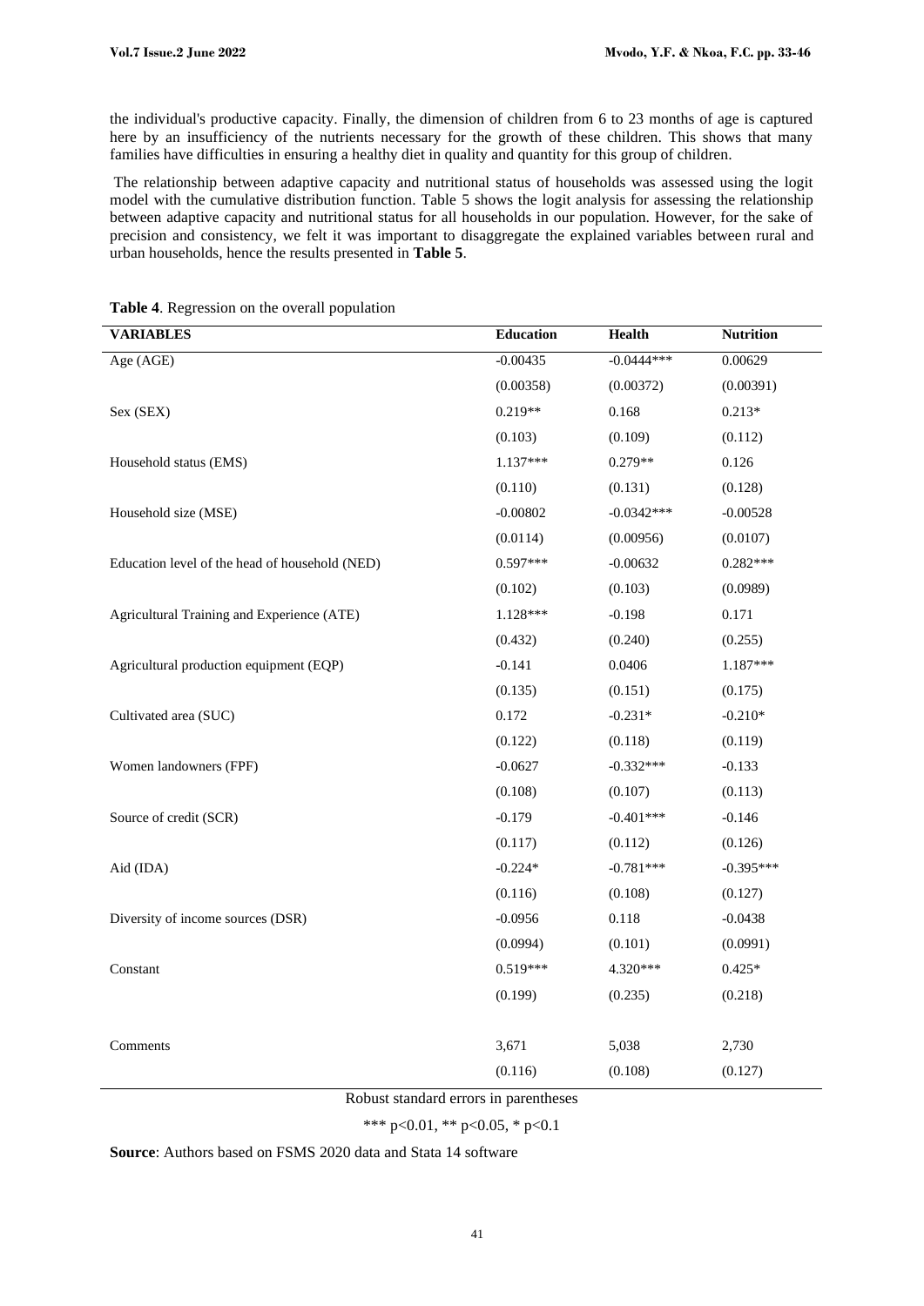the individual's productive capacity. Finally, the dimension of children from 6 to 23 months of age is captured here by an insufficiency of the nutrients necessary for the growth of these children. This shows that many families have difficulties in ensuring a healthy diet in quality and quantity for this group of children.

The relationship between adaptive capacity and nutritional status of households was assessed using the logit model with the cumulative distribution function. Table 5 shows the logit analysis for assessing the relationship between adaptive capacity and nutritional status for all households in our population. However, for the sake of precision and consistency, we felt it was important to disaggregate the explained variables between rural and urban households, hence the results presented in **Table 5**.

**Table 4**. Regression on the overall population

| VARIABLES | Education | Health | Nutrition |
|---|---|---|---|
| Age (AGE) | -0.00435 | -0.0444*** | 0.00629 |
| | (0.00358) | (0.00372) | (0.00391) |
| Sex (SEX) | 0.219** | 0.168 | 0.213* |
| | (0.103) | (0.109) | (0.112) |
| Household status (EMS) | 1.137*** | 0.279** | 0.126 |
| | (0.110) | (0.131) | (0.128) |
| Household size (MSE) | -0.00802 | -0.0342*** | -0.00528 |
| | (0.0114) | (0.00956) | (0.0107) |
| Education level of the head of household (NED) | 0.597*** | -0.00632 | 0.282*** |
| | (0.102) | (0.103) | (0.0989) |
| Agricultural Training and Experience (ATE) | 1.128*** | -0.198 | 0.171 |
| | (0.432) | (0.240) | (0.255) |
| Agricultural production equipment (EQP) | -0.141 | 0.0406 | 1.187*** |
| | (0.135) | (0.151) | (0.175) |
| Cultivated area (SUC) | 0.172 | -0.231* | -0.210* |
| | (0.122) | (0.118) | (0.119) |
| Women landowners (FPF) | -0.0627 | -0.332*** | -0.133 |
| | (0.108) | (0.107) | (0.113) |
| Source of credit (SCR) | -0.179 | -0.401*** | -0.146 |
| | (0.117) | (0.112) | (0.126) |
| Aid (IDA) | -0.224* | -0.781*** | -0.395*** |
| | (0.116) | (0.108) | (0.127) |
| Diversity of income sources (DSR) | -0.0956 | 0.118 | -0.0438 |
| | (0.0994) | (0.101) | (0.0991) |
| Constant | 0.519*** | 4.320*** | 0.425* |
| | (0.199) | (0.235) | (0.218) |
| Comments | 3,671 | 5,038 | 2,730 |
| | (0.116) | (0.108) | (0.127) |

Robust standard errors in parentheses

*** p<0.01, ** p<0.05, * p<0.1

**Source**: Authors based on FSMS 2020 data and Stata 14 software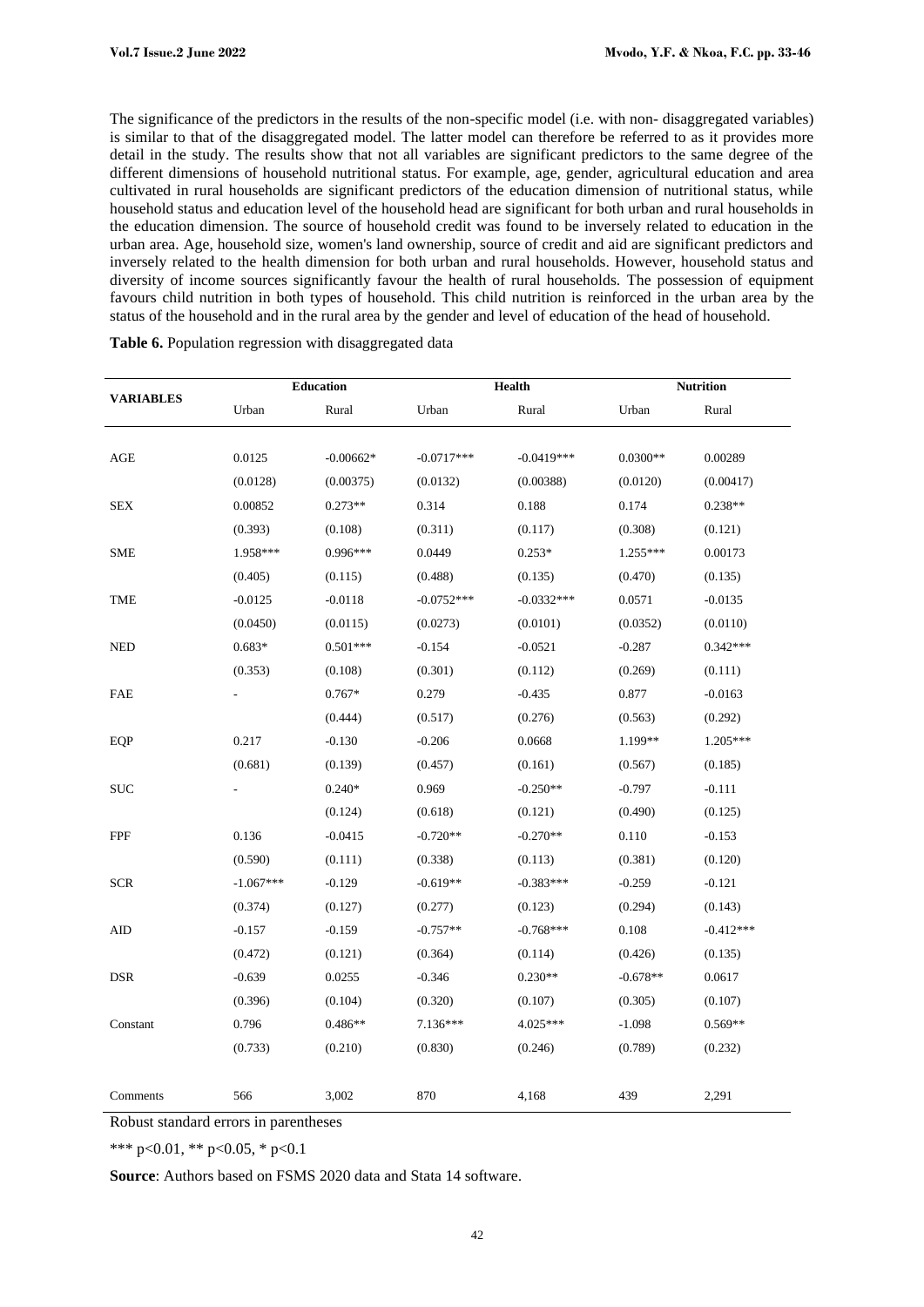The significance of the predictors in the results of the non-specific model (i.e. with non- disaggregated variables) is similar to that of the disaggregated model. The latter model can therefore be referred to as it provides more detail in the study. The results show that not all variables are significant predictors to the same degree of the different dimensions of household nutritional status. For example, age, gender, agricultural education and area cultivated in rural households are significant predictors of the education dimension of nutritional status, while household status and education level of the household head are significant for both urban and rural households in the education dimension. The source of household credit was found to be inversely related to education in the urban area. Age, household size, women's land ownership, source of credit and aid are significant predictors and inversely related to the health dimension for both urban and rural households. However, household status and diversity of income sources significantly favour the health of rural households. The possession of equipment favours child nutrition in both types of household. This child nutrition is reinforced in the urban area by the status of the household and in the rural area by the gender and level of education of the head of household.

**Table 6.** Population regression with disaggregated data

| VARIABLES | Education | | Health | | Nutrition | |
|---|---|---|---|---|---|---|
| | Urban | Rural | Urban | Rural | Urban | Rural |
| AGE | 0.0125 | -0.00662* | -0.0717*** | -0.0419*** | 0.0300** | 0.00289 |
| | (0.0128) | (0.00375) | (0.0132) | (0.00388) | (0.0120) | (0.00417) |
| SEX | 0.00852 | 0.273** | 0.314 | 0.188 | 0.174 | 0.238** |
| | (0.393) | (0.108) | (0.311) | (0.117) | (0.308) | (0.121) |
| SME | 1.958*** | 0.996*** | 0.0449 | 0.253* | 1.255*** | 0.00173 |
| | (0.405) | (0.115) | (0.488) | (0.135) | (0.470) | (0.135) |
| TME | -0.0125 | -0.0118 | -0.0752*** | -0.0332*** | 0.0571 | -0.0135 |
| | (0.0450) | (0.0115) | (0.0273) | (0.0101) | (0.0352) | (0.0110) |
| NED | 0.683* | 0.501*** | -0.154 | -0.0521 | -0.287 | 0.342*** |
| | (0.353) | (0.108) | (0.301) | (0.112) | (0.269) | (0.111) |
| FAE | - | 0.767* | 0.279 | -0.435 | 0.877 | -0.0163 |
| | | (0.444) | (0.517) | (0.276) | (0.563) | (0.292) |
| EQP | 0.217 | -0.130 | -0.206 | 0.0668 | 1.199** | 1.205*** |
| | (0.681) | (0.139) | (0.457) | (0.161) | (0.567) | (0.185) |
| SUC | - | 0.240* | 0.969 | -0.250** | -0.797 | -0.111 |
| | | (0.124) | (0.618) | (0.121) | (0.490) | (0.125) |
| FPF | 0.136 | -0.0415 | -0.720** | -0.270** | 0.110 | -0.153 |
| | (0.590) | (0.111) | (0.338) | (0.113) | (0.381) | (0.120) |
| SCR | -1.067*** | -0.129 | -0.619** | -0.383*** | -0.259 | -0.121 |
| | (0.374) | (0.127) | (0.277) | (0.123) | (0.294) | (0.143) |
| AID | -0.157 | -0.159 | -0.757** | -0.768*** | 0.108 | -0.412*** |
| | (0.472) | (0.121) | (0.364) | (0.114) | (0.426) | (0.135) |
| DSR | -0.639 | 0.0255 | -0.346 | 0.230** | -0.678** | 0.0617 |
| | (0.396) | (0.104) | (0.320) | (0.107) | (0.305) | (0.107) |
| Constant | 0.796 | 0.486** | 7.136*** | 4.025*** | -1.098 | 0.569** |
| | (0.733) | (0.210) | (0.830) | (0.246) | (0.789) | (0.232) |
| Comments | 566 | 3,002 | 870 | 4,168 | 439 | 2,291 |

Robust standard errors in parentheses

*** p<0.01, ** p<0.05, * p<0.1

**Source**: Authors based on FSMS 2020 data and Stata 14 software.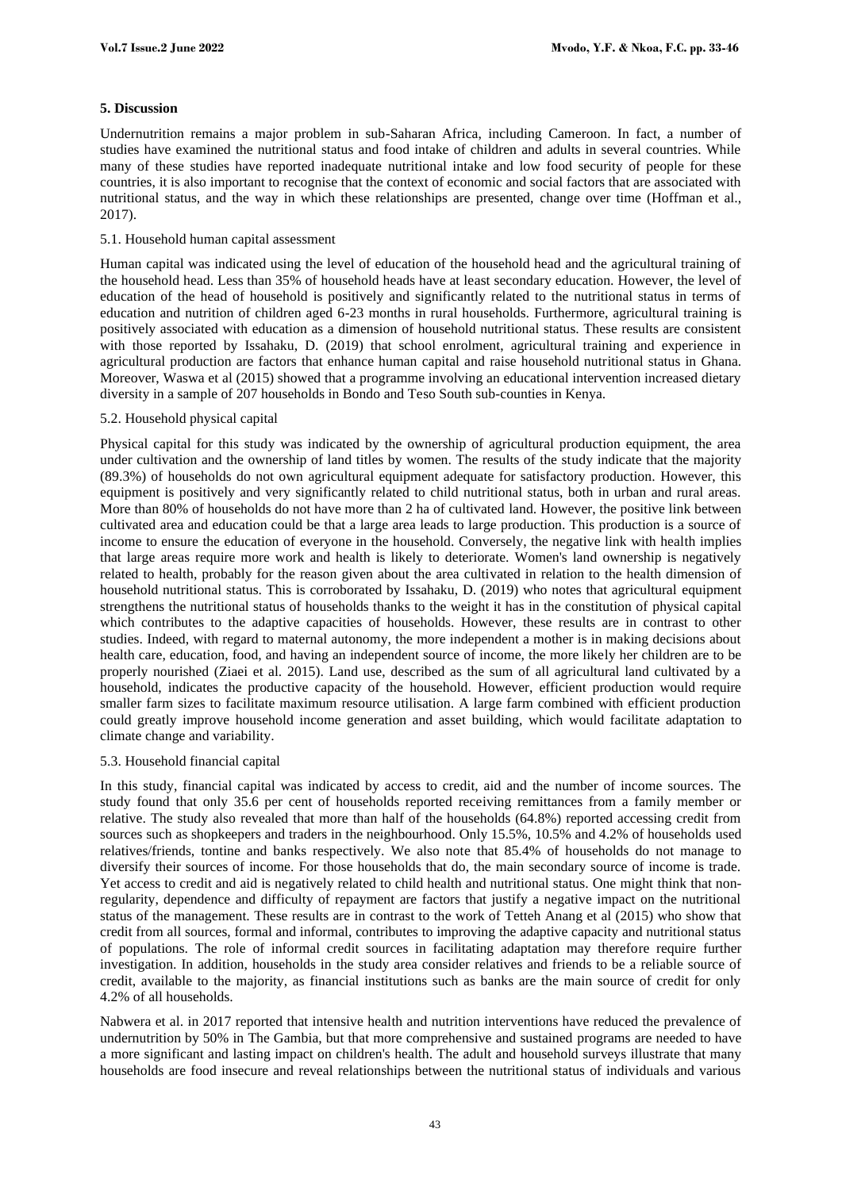## 5. Discussion

Undernutrition remains a major problem in sub-Saharan Africa, including Cameroon. In fact, a number of studies have examined the nutritional status and food intake of children and adults in several countries. While many of these studies have reported inadequate nutritional intake and low food security of people for these countries, it is also important to recognise that the context of economic and social factors that are associated with nutritional status, and the way in which these relationships are presented, change over time (Hoffman et al., 2017).

### 5.1. Household human capital assessment

Human capital was indicated using the level of education of the household head and the agricultural training of the household head. Less than 35% of household heads have at least secondary education. However, the level of education of the head of household is positively and significantly related to the nutritional status in terms of education and nutrition of children aged 6-23 months in rural households. Furthermore, agricultural training is positively associated with education as a dimension of household nutritional status. These results are consistent with those reported by Issahaku, D. (2019) that school enrolment, agricultural training and experience in agricultural production are factors that enhance human capital and raise household nutritional status in Ghana. Moreover, Waswa et al (2015) showed that a programme involving an educational intervention increased dietary diversity in a sample of 207 households in Bondo and Teso South sub-counties in Kenya.

### 5.2. Household physical capital

Physical capital for this study was indicated by the ownership of agricultural production equipment, the area under cultivation and the ownership of land titles by women. The results of the study indicate that the majority (89.3%) of households do not own agricultural equipment adequate for satisfactory production. However, this equipment is positively and very significantly related to child nutritional status, both in urban and rural areas. More than 80% of households do not have more than 2 ha of cultivated land. However, the positive link between cultivated area and education could be that a large area leads to large production. This production is a source of income to ensure the education of everyone in the household. Conversely, the negative link with health implies that large areas require more work and health is likely to deteriorate. Women's land ownership is negatively related to health, probably for the reason given about the area cultivated in relation to the health dimension of household nutritional status. This is corroborated by Issahaku, D. (2019) who notes that agricultural equipment strengthens the nutritional status of households thanks to the weight it has in the constitution of physical capital which contributes to the adaptive capacities of households. However, these results are in contrast to other studies. Indeed, with regard to maternal autonomy, the more independent a mother is in making decisions about health care, education, food, and having an independent source of income, the more likely her children are to be properly nourished (Ziaei et al. 2015). Land use, described as the sum of all agricultural land cultivated by a household, indicates the productive capacity of the household. However, efficient production would require smaller farm sizes to facilitate maximum resource utilisation. A large farm combined with efficient production could greatly improve household income generation and asset building, which would facilitate adaptation to climate change and variability.

### 5.3. Household financial capital

In this study, financial capital was indicated by access to credit, aid and the number of income sources. The study found that only 35.6 per cent of households reported receiving remittances from a family member or relative. The study also revealed that more than half of the households (64.8%) reported accessing credit from sources such as shopkeepers and traders in the neighbourhood. Only 15.5%, 10.5% and 4.2% of households used relatives/friends, tontine and banks respectively. We also note that 85.4% of households do not manage to diversify their sources of income. For those households that do, the main secondary source of income is trade. Yet access to credit and aid is negatively related to child health and nutritional status. One might think that non-regularity, dependence and difficulty of repayment are factors that justify a negative impact on the nutritional status of the management. These results are in contrast to the work of Tetteh Anang et al (2015) who show that credit from all sources, formal and informal, contributes to improving the adaptive capacity and nutritional status of populations. The role of informal credit sources in facilitating adaptation may therefore require further investigation. In addition, households in the study area consider relatives and friends to be a reliable source of credit, available to the majority, as financial institutions such as banks are the main source of credit for only 4.2% of all households.

Nabwera et al. in 2017 reported that intensive health and nutrition interventions have reduced the prevalence of undernutrition by 50% in The Gambia, but that more comprehensive and sustained programs are needed to have a more significant and lasting impact on children's health. The adult and household surveys illustrate that many households are food insecure and reveal relationships between the nutritional status of individuals and various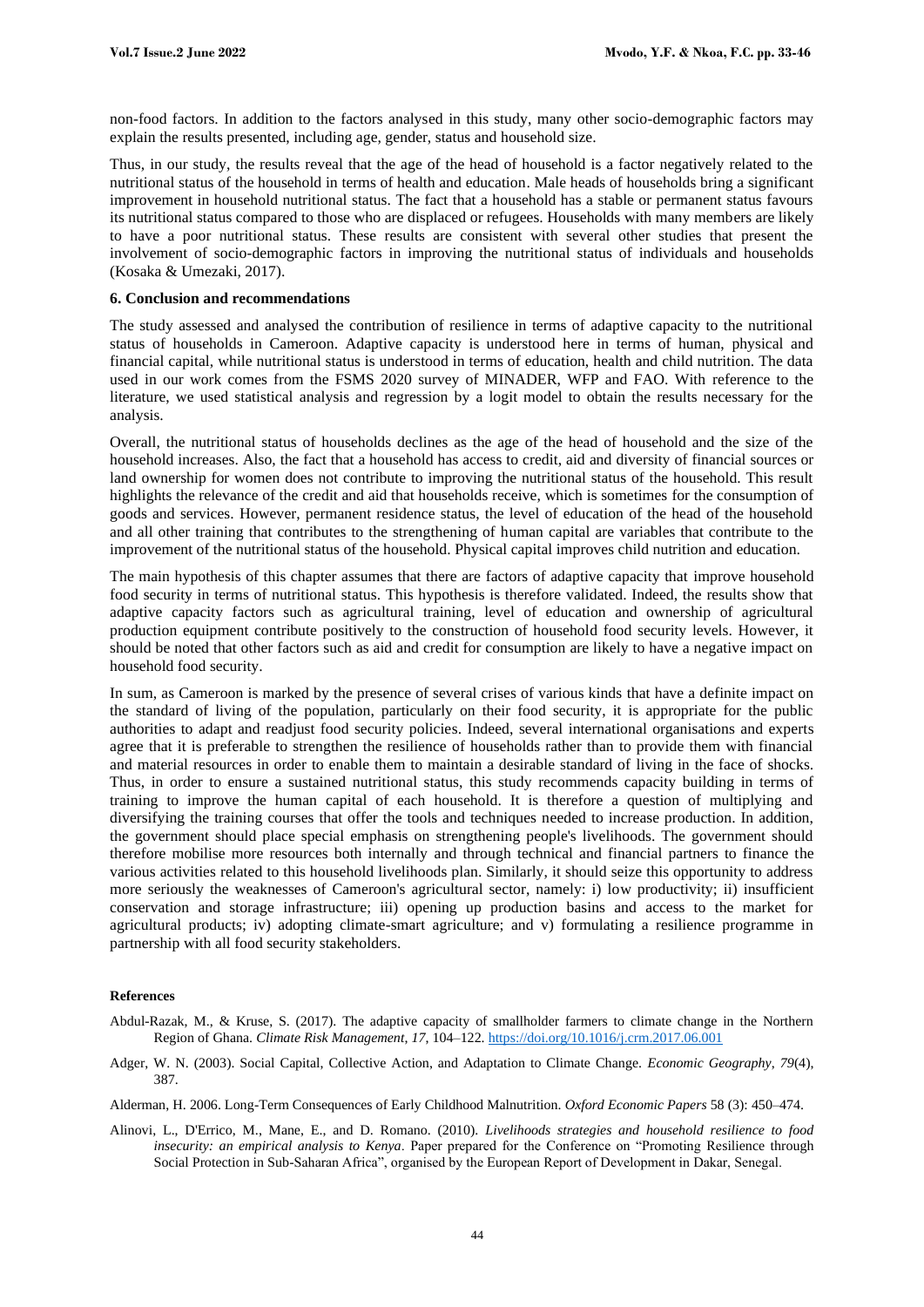non-food factors. In addition to the factors analysed in this study, many other socio-demographic factors may explain the results presented, including age, gender, status and household size.

Thus, in our study, the results reveal that the age of the head of household is a factor negatively related to the nutritional status of the household in terms of health and education. Male heads of households bring a significant improvement in household nutritional status. The fact that a household has a stable or permanent status favours its nutritional status compared to those who are displaced or refugees. Households with many members are likely to have a poor nutritional status. These results are consistent with several other studies that present the involvement of socio-demographic factors in improving the nutritional status of individuals and households (Kosaka & Umezaki, 2017).

### 6. Conclusion and recommendations

The study assessed and analysed the contribution of resilience in terms of adaptive capacity to the nutritional status of households in Cameroon. Adaptive capacity is understood here in terms of human, physical and financial capital, while nutritional status is understood in terms of education, health and child nutrition. The data used in our work comes from the FSMS 2020 survey of MINADER, WFP and FAO. With reference to the literature, we used statistical analysis and regression by a logit model to obtain the results necessary for the analysis.

Overall, the nutritional status of households declines as the age of the head of household and the size of the household increases. Also, the fact that a household has access to credit, aid and diversity of financial sources or land ownership for women does not contribute to improving the nutritional status of the household. This result highlights the relevance of the credit and aid that households receive, which is sometimes for the consumption of goods and services. However, permanent residence status, the level of education of the head of the household and all other training that contributes to the strengthening of human capital are variables that contribute to the improvement of the nutritional status of the household. Physical capital improves child nutrition and education.

The main hypothesis of this chapter assumes that there are factors of adaptive capacity that improve household food security in terms of nutritional status. This hypothesis is therefore validated. Indeed, the results show that adaptive capacity factors such as agricultural training, level of education and ownership of agricultural production equipment contribute positively to the construction of household food security levels. However, it should be noted that other factors such as aid and credit for consumption are likely to have a negative impact on household food security.

In sum, as Cameroon is marked by the presence of several crises of various kinds that have a definite impact on the standard of living of the population, particularly on their food security, it is appropriate for the public authorities to adapt and readjust food security policies. Indeed, several international organisations and experts agree that it is preferable to strengthen the resilience of households rather than to provide them with financial and material resources in order to enable them to maintain a desirable standard of living in the face of shocks. Thus, in order to ensure a sustained nutritional status, this study recommends capacity building in terms of training to improve the human capital of each household. It is therefore a question of multiplying and diversifying the training courses that offer the tools and techniques needed to increase production. In addition, the government should place special emphasis on strengthening people's livelihoods. The government should therefore mobilise more resources both internally and through technical and financial partners to finance the various activities related to this household livelihoods plan. Similarly, it should seize this opportunity to address more seriously the weaknesses of Cameroon's agricultural sector, namely: i) low productivity; ii) insufficient conservation and storage infrastructure; iii) opening up production basins and access to the market for agricultural products; iv) adopting climate-smart agriculture; and v) formulating a resilience programme in partnership with all food security stakeholders.

#### References

Abdul-Razak, M., & Kruse, S. (2017). The adaptive capacity of smallholder farmers to climate change in the Northern Region of Ghana. *Climate Risk Management*, *17*, 104–122. https://doi.org/10.1016/j.crm.2017.06.001

Adger, W. N. (2003). Social Capital, Collective Action, and Adaptation to Climate Change. *Economic Geography*, *79*(4), 387.

Alderman, H. 2006. Long-Term Consequences of Early Childhood Malnutrition. *Oxford Economic Papers* 58 (3): 450–474.

Alinovi, L., D'Errico, M., Mane, E., and D. Romano. (2010). *Livelihoods strategies and household resilience to food insecurity: an empirical analysis to Kenya*. Paper prepared for the Conference on "Promoting Resilience through Social Protection in Sub-Saharan Africa", organised by the European Report of Development in Dakar, Senegal.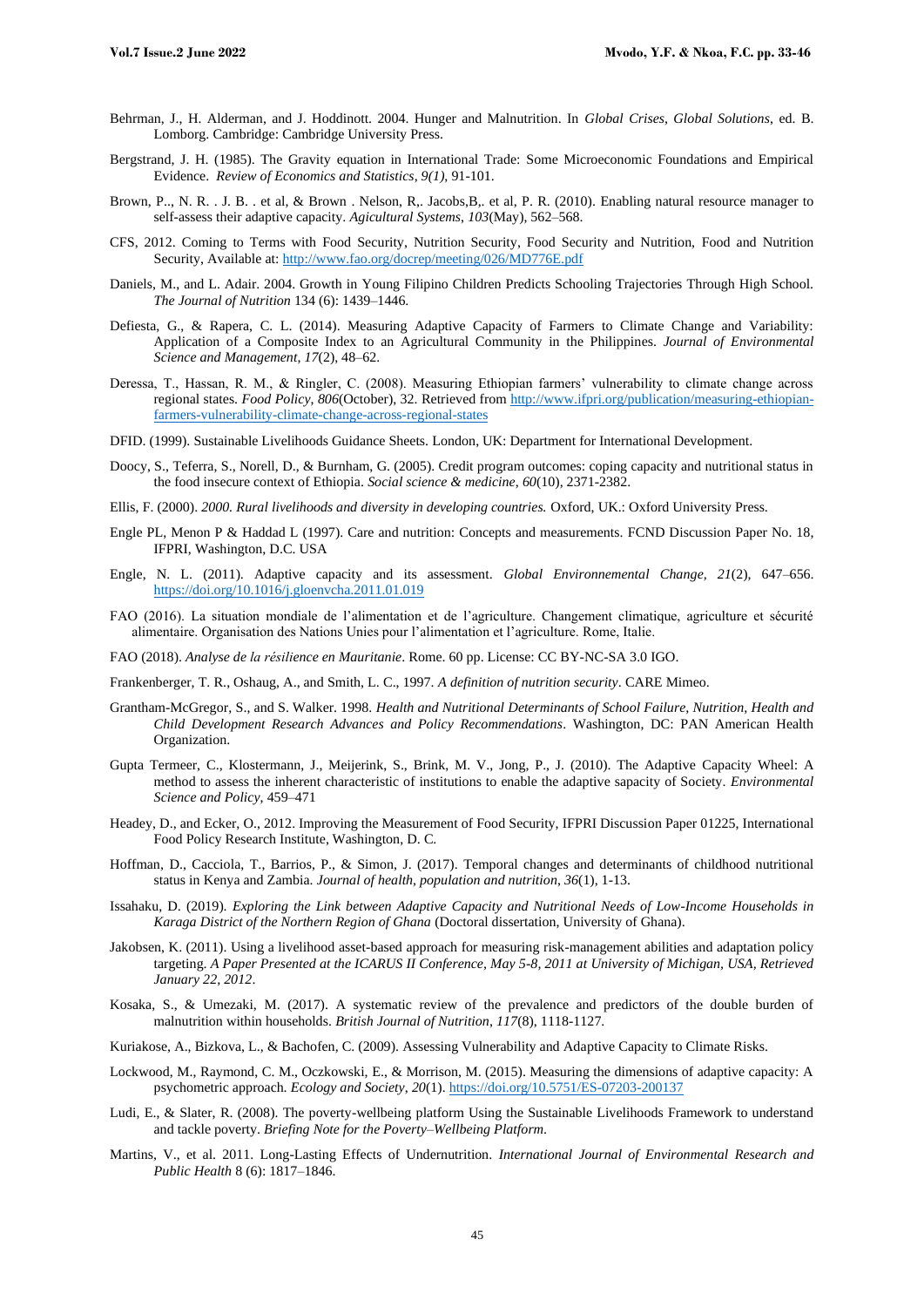Behrman, J., H. Alderman, and J. Hoddinott. 2004. Hunger and Malnutrition. In *Global Crises, Global Solutions*, ed. B. Lomborg. Cambridge: Cambridge University Press.

Bergstrand, J. H. (1985). The Gravity equation in International Trade: Some Microeconomic Foundations and Empirical Evidence. *Review of Economics and Statistics, 9(1)*, 91-101.

Brown, P.., N. R. . J. B. . et al, & Brown . Nelson, R,. Jacobs,B,. et al, P. R. (2010). Enabling natural resource manager to self-assess their adaptive capacity. *Agicultural Systems*, *103*(May), 562–568.

CFS, 2012. Coming to Terms with Food Security, Nutrition Security, Food Security and Nutrition, Food and Nutrition Security, Available at: http://www.fao.org/docrep/meeting/026/MD776E.pdf

Daniels, M., and L. Adair. 2004. Growth in Young Filipino Children Predicts Schooling Trajectories Through High School. *The Journal of Nutrition* 134 (6): 1439–1446.

Defiesta, G., & Rapera, C. L. (2014). Measuring Adaptive Capacity of Farmers to Climate Change and Variability: Application of a Composite Index to an Agricultural Community in the Philippines. *Journal of Environmental Science and Management*, *17*(2), 48–62.

Deressa, T., Hassan, R. M., & Ringler, C. (2008). Measuring Ethiopian farmers' vulnerability to climate change across regional states. *Food Policy*, *806*(October), 32. Retrieved from http://www.ifpri.org/publication/measuring-ethiopian-farmers-vulnerability-climate-change-across-regional-states

DFID. (1999). Sustainable Livelihoods Guidance Sheets. London, UK: Department for International Development.

Doocy, S., Teferra, S., Norell, D., & Burnham, G. (2005). Credit program outcomes: coping capacity and nutritional status in the food insecure context of Ethiopia. *Social science & medicine*, *60*(10), 2371-2382.

Ellis, F. (2000). *2000. Rural livelihoods and diversity in developing countries.* Oxford, UK.: Oxford University Press.

Engle PL, Menon P & Haddad L (1997). Care and nutrition: Concepts and measurements. FCND Discussion Paper No. 18, IFPRI, Washington, D.C. USA

Engle, N. L. (2011). Adaptive capacity and its assessment. *Global Environnemental Change*, *21*(2), 647–656. https://doi.org/10.1016/j.gloenvcha.2011.01.019

FAO (2016). La situation mondiale de l'alimentation et de l'agriculture. Changement climatique, agriculture et sécurité alimentaire. Organisation des Nations Unies pour l'alimentation et l'agriculture. Rome, Italie.

FAO (2018). *Analyse de la résilience en Mauritanie*. Rome. 60 pp. License: CC BY-NC-SA 3.0 IGO.

Frankenberger, T. R., Oshaug, A., and Smith, L. C., 1997. *A definition of nutrition security*. CARE Mimeo.

Grantham-McGregor, S., and S. Walker. 1998. *Health and Nutritional Determinants of School Failure, Nutrition, Health and Child Development Research Advances and Policy Recommendations*. Washington, DC: PAN American Health Organization.

Gupta Termeer, C., Klostermann, J., Meijerink, S., Brink, M. V., Jong, P., J. (2010). The Adaptive Capacity Wheel: A method to assess the inherent characteristic of institutions to enable the adaptive sapacity of Society. *Environmental Science and Policy*, 459–471

Headey, D., and Ecker, O., 2012. Improving the Measurement of Food Security, IFPRI Discussion Paper 01225, International Food Policy Research Institute, Washington, D. C.

Hoffman, D., Cacciola, T., Barrios, P., & Simon, J. (2017). Temporal changes and determinants of childhood nutritional status in Kenya and Zambia. *Journal of health, population and nutrition*, *36*(1), 1-13.

Issahaku, D. (2019). *Exploring the Link between Adaptive Capacity and Nutritional Needs of Low-Income Households in Karaga District of the Northern Region of Ghana* (Doctoral dissertation, University of Ghana).

Jakobsen, K. (2011). Using a livelihood asset-based approach for measuring risk-management abilities and adaptation policy targeting. *A Paper Presented at the ICARUS II Conference, May 5-8, 2011 at University of Michigan, USA, Retrieved January 22, 2012*.

Kosaka, S., & Umezaki, M. (2017). A systematic review of the prevalence and predictors of the double burden of malnutrition within households. *British Journal of Nutrition*, *117*(8), 1118-1127.

Kuriakose, A., Bizkova, L., & Bachofen, C. (2009). Assessing Vulnerability and Adaptive Capacity to Climate Risks.

Lockwood, M., Raymond, C. M., Oczkowski, E., & Morrison, M. (2015). Measuring the dimensions of adaptive capacity: A psychometric approach. *Ecology and Society*, *20*(1). https://doi.org/10.5751/ES-07203-200137

Ludi, E., & Slater, R. (2008). The poverty-wellbeing platform Using the Sustainable Livelihoods Framework to understand and tackle poverty. *Briefing Note for the Poverty–Wellbeing Platform*.

Martins, V., et al. 2011. Long-Lasting Effects of Undernutrition. *International Journal of Environmental Research and Public Health* 8 (6): 1817–1846.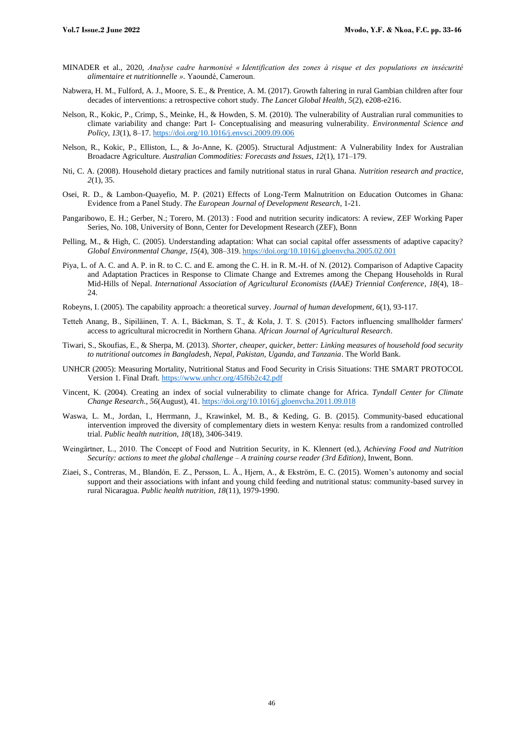MINADER et al., 2020, *Analyse cadre harmonisé « Identification des zones à risque et des populations en insécurité alimentaire et nutritionnelle »*. Yaoundé, Cameroun.

Nabwera, H. M., Fulford, A. J., Moore, S. E., & Prentice, A. M. (2017). Growth faltering in rural Gambian children after four decades of interventions: a retrospective cohort study. *The Lancet Global Health*, *5*(2), e208-e216.

Nelson, R., Kokic, P., Crimp, S., Meinke, H., & Howden, S. M. (2010). The vulnerability of Australian rural communities to climate variability and change: Part I- Conceptualising and measuring vulnerability. *Environmental Science and Policy*, *13*(1), 8–17. https://doi.org/10.1016/j.envsci.2009.09.006

Nelson, R., Kokic, P., Elliston, L., & Jo-Anne, K. (2005). Structural Adjustment: A Vulnerability Index for Australian Broadacre Agriculture. *Australian Commodities: Forecasts and Issues*, *12*(1), 171–179.

Nti, C. A. (2008). Household dietary practices and family nutritional status in rural Ghana. *Nutrition research and practice*, *2*(1), 35.

Osei, R. D., & Lambon-Quayefio, M. P. (2021) Effects of Long-Term Malnutrition on Education Outcomes in Ghana: Evidence from a Panel Study. *The European Journal of Development Research*, 1-21.

Pangaribowo, E. H.; Gerber, N.; Torero, M. (2013) : Food and nutrition security indicators: A review, ZEF Working Paper Series, No. 108, University of Bonn, Center for Development Research (ZEF), Bonn

Pelling, M., & High, C. (2005). Understanding adaptation: What can social capital offer assessments of adaptive capacity? *Global Environmental Change*, *15*(4), 308–319. https://doi.org/10.1016/j.gloenvcha.2005.02.001

Piya, L. of A. C. and A. P. in R. to C. C. and E. among the C. H. in R. M.-H. of N. (2012). Comparison of Adaptive Capacity and Adaptation Practices in Response to Climate Change and Extremes among the Chepang Households in Rural Mid-Hills of Nepal. *International Association of Agricultural Economists (IAAE) Triennial Conference*, *18*(4), 18–24.

Robeyns, I. (2005). The capability approach: a theoretical survey. *Journal of human development*, *6*(1), 93-117.

Tetteh Anang, B., Sipiläinen, T. A. I., Bäckman, S. T., & Kola, J. T. S. (2015). Factors influencing smallholder farmers' access to agricultural microcredit in Northern Ghana. *African Journal of Agricultural Research*.

Tiwari, S., Skoufias, E., & Sherpa, M. (2013). *Shorter, cheaper, quicker, better: Linking measures of household food security to nutritional outcomes in Bangladesh, Nepal, Pakistan, Uganda, and Tanzania*. The World Bank.

UNHCR (2005): Measuring Mortality, Nutritional Status and Food Security in Crisis Situations: THE SMART PROTOCOL Version 1. Final Draft. https://www.unhcr.org/45f6b2c42.pdf

Vincent, K. (2004). Creating an index of social vulnerability to climate change for Africa. *Tyndall Center for Climate Change Research.*, *56*(August), 41. https://doi.org/10.1016/j.gloenvcha.2011.09.018

Waswa, L. M., Jordan, I., Herrmann, J., Krawinkel, M. B., & Keding, G. B. (2015). Community-based educational intervention improved the diversity of complementary diets in western Kenya: results from a randomized controlled trial. *Public health nutrition*, *18*(18), 3406-3419.

Weingärtner, L., 2010. The Concept of Food and Nutrition Security, in K. Klennert (ed.), *Achieving Food and Nutrition Security: actions to meet the global challenge – A training course reader (3rd Edition)*, Inwent, Bonn.

Ziaei, S., Contreras, M., Blandón, E. Z., Persson, L. Å., Hjern, A., & Ekström, E. C. (2015). Women's autonomy and social support and their associations with infant and young child feeding and nutritional status: community-based survey in rural Nicaragua. *Public health nutrition*, *18*(11), 1979-1990.